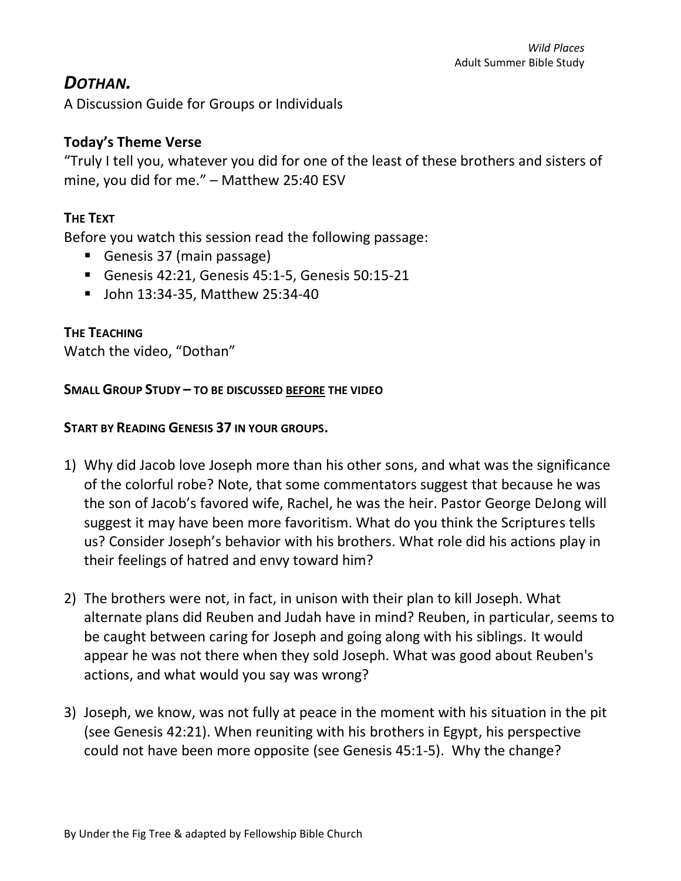*Wild Places*
Adult Summer Bible Study

# *DOTHAN.*

A Discussion Guide for Groups or Individuals

## Today's Theme Verse

"Truly I tell you, whatever you did for one of the least of these brothers and sisters of mine, you did for me." – Matthew 25:40 ESV

### THE TEXT

Before you watch this session read the following passage:

- Genesis 37 (main passage)
- Genesis 42:21, Genesis 45:1-5, Genesis 50:15-21
- John 13:34-35, Matthew 25:34-40

### THE TEACHING

Watch the video, "Dothan"

**SMALL GROUP STUDY – TO BE DISCUSSED <u>BEFORE</u> THE VIDEO**

**START BY READING GENESIS 37 IN YOUR GROUPS.**

1) Why did Jacob love Joseph more than his other sons, and what was the significance of the colorful robe? Note, that some commentators suggest that because he was the son of Jacob's favored wife, Rachel, he was the heir. Pastor George DeJong will suggest it may have been more favoritism. What do you think the Scriptures tells us? Consider Joseph's behavior with his brothers. What role did his actions play in their feelings of hatred and envy toward him?

2) The brothers were not, in fact, in unison with their plan to kill Joseph. What alternate plans did Reuben and Judah have in mind? Reuben, in particular, seems to be caught between caring for Joseph and going along with his siblings. It would appear he was not there when they sold Joseph. What was good about Reuben's actions, and what would you say was wrong?

3) Joseph, we know, was not fully at peace in the moment with his situation in the pit (see Genesis 42:21). When reuniting with his brothers in Egypt, his perspective could not have been more opposite (see Genesis 45:1-5). Why the change?

By Under the Fig Tree & adapted by Fellowship Bible Church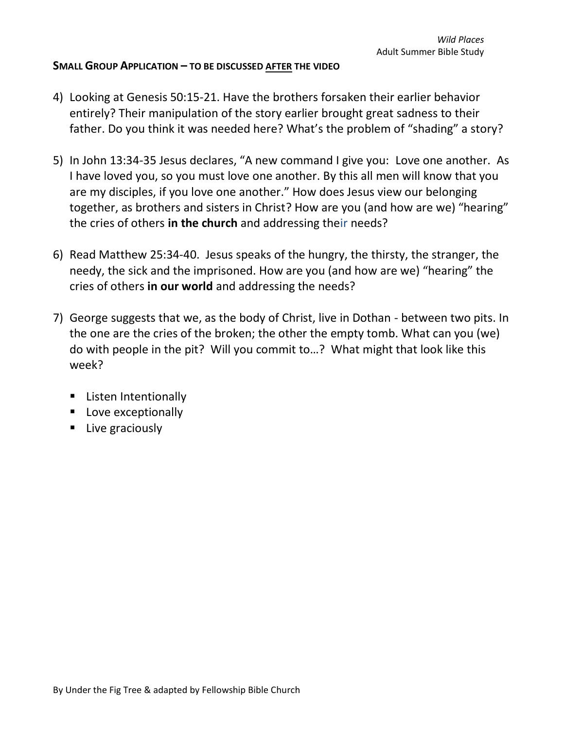**SMALL GROUP APPLICATION – TO BE DISCUSSED AFTER THE VIDEO**

4) Looking at Genesis 50:15-21. Have the brothers forsaken their earlier behavior entirely? Their manipulation of the story earlier brought great sadness to their father. Do you think it was needed here? What's the problem of "shading" a story?

5) In John 13:34-35 Jesus declares, "A new command I give you: Love one another. As I have loved you, so you must love one another. By this all men will know that you are my disciples, if you love one another." How does Jesus view our belonging together, as brothers and sisters in Christ? How are you (and how are we) "hearing" the cries of others **in the church** and addressing their needs?

6) Read Matthew 25:34-40. Jesus speaks of the hungry, the thirsty, the stranger, the needy, the sick and the imprisoned. How are you (and how are we) "hearing" the cries of others **in our world** and addressing the needs?

7) George suggests that we, as the body of Christ, live in Dothan - between two pits. In the one are the cries of the broken; the other the empty tomb. What can you (we) do with people in the pit? Will you commit to…? What might that look like this week?

   - Listen Intentionally
   - Love exceptionally
   - Live graciously